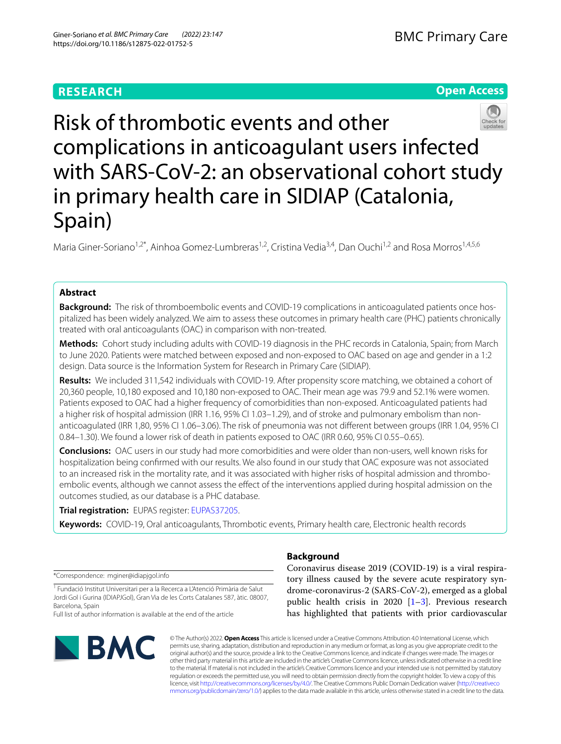RESEARCH

Open Access

# Risk of thrombotic events and other complications in anticoagulant users infected with SARS-CoV-2: an observational cohort study in primary health care in SIDIAP (Catalonia, Spain)

Maria Giner-Soriano[1,2*], Ainhoa Gomez-Lumbreras[1,2], Cristina Vedia[3,4], Dan Ouchi[1,2] and Rosa Morros[1,4,5,6]

## Abstract

**Background:** The risk of thromboembolic events and COVID-19 complications in anticoagulated patients once hospitalized has been widely analyzed. We aim to assess these outcomes in primary health care (PHC) patients chronically treated with oral anticoagulants (OAC) in comparison with non-treated.

**Methods:** Cohort study including adults with COVID-19 diagnosis in the PHC records in Catalonia, Spain; from March to June 2020. Patients were matched between exposed and non-exposed to OAC based on age and gender in a 1:2 design. Data source is the Information System for Research in Primary Care (SIDIAP).

**Results:** We included 311,542 individuals with COVID-19. After propensity score matching, we obtained a cohort of 20,360 people, 10,180 exposed and 10,180 non-exposed to OAC. Their mean age was 79.9 and 52.1% were women. Patients exposed to OAC had a higher frequency of comorbidities than non-exposed. Anticoagulated patients had a higher risk of hospital admission (IRR 1.16, 95% CI 1.03–1.29), and of stroke and pulmonary embolism than non-anticoagulated (IRR 1,80, 95% CI 1.06–3.06). The risk of pneumonia was not different between groups (IRR 1.04, 95% CI 0.84–1.30). We found a lower risk of death in patients exposed to OAC (IRR 0.60, 95% CI 0.55–0.65).

**Conclusions:** OAC users in our study had more comorbidities and were older than non-users, well known risks for hospitalization being confirmed with our results. We also found in our study that OAC exposure was not associated to an increased risk in the mortality rate, and it was associated with higher risks of hospital admission and thromboembolic events, although we cannot assess the effect of the interventions applied during hospital admission on the outcomes studied, as our database is a PHC database.

**Trial registration:** EUPAS register: EUPAS37205.

**Keywords:** COVID-19, Oral anticoagulants, Thrombotic events, Primary health care, Electronic health records

*Correspondence: mginer@idiapjgol.info

[1] Fundació Institut Universitari per a la Recerca a L'Atenció Primària de Salut Jordi Gol i Gurina (IDIAPJGol), Gran Via de les Corts Catalanes 587, àtic. 08007, Barcelona, Spain

Full list of author information is available at the end of the article

## Background

Coronavirus disease 2019 (COVID-19) is a viral respiratory illness caused by the severe acute respiratory syndrome-coronavirus-2 (SARS-CoV-2), emerged as a global public health crisis in 2020 [1–3]. Previous research has highlighted that patients with prior cardiovascular

© The Author(s) 2022. **Open Access** This article is licensed under a Creative Commons Attribution 4.0 International License, which permits use, sharing, adaptation, distribution and reproduction in any medium or format, as long as you give appropriate credit to the original author(s) and the source, provide a link to the Creative Commons licence, and indicate if changes were made. The images or other third party material in this article are included in the article's Creative Commons licence, unless indicated otherwise in a credit line to the material. If material is not included in the article's Creative Commons licence and your intended use is not permitted by statutory regulation or exceeds the permitted use, you will need to obtain permission directly from the copyright holder. To view a copy of this licence, visit http://creativecommons.org/licenses/by/4.0/. The Creative Commons Public Domain Dedication waiver (http://creativecommons.org/publicdomain/zero/1.0/) applies to the data made available in this article, unless otherwise stated in a credit line to the data.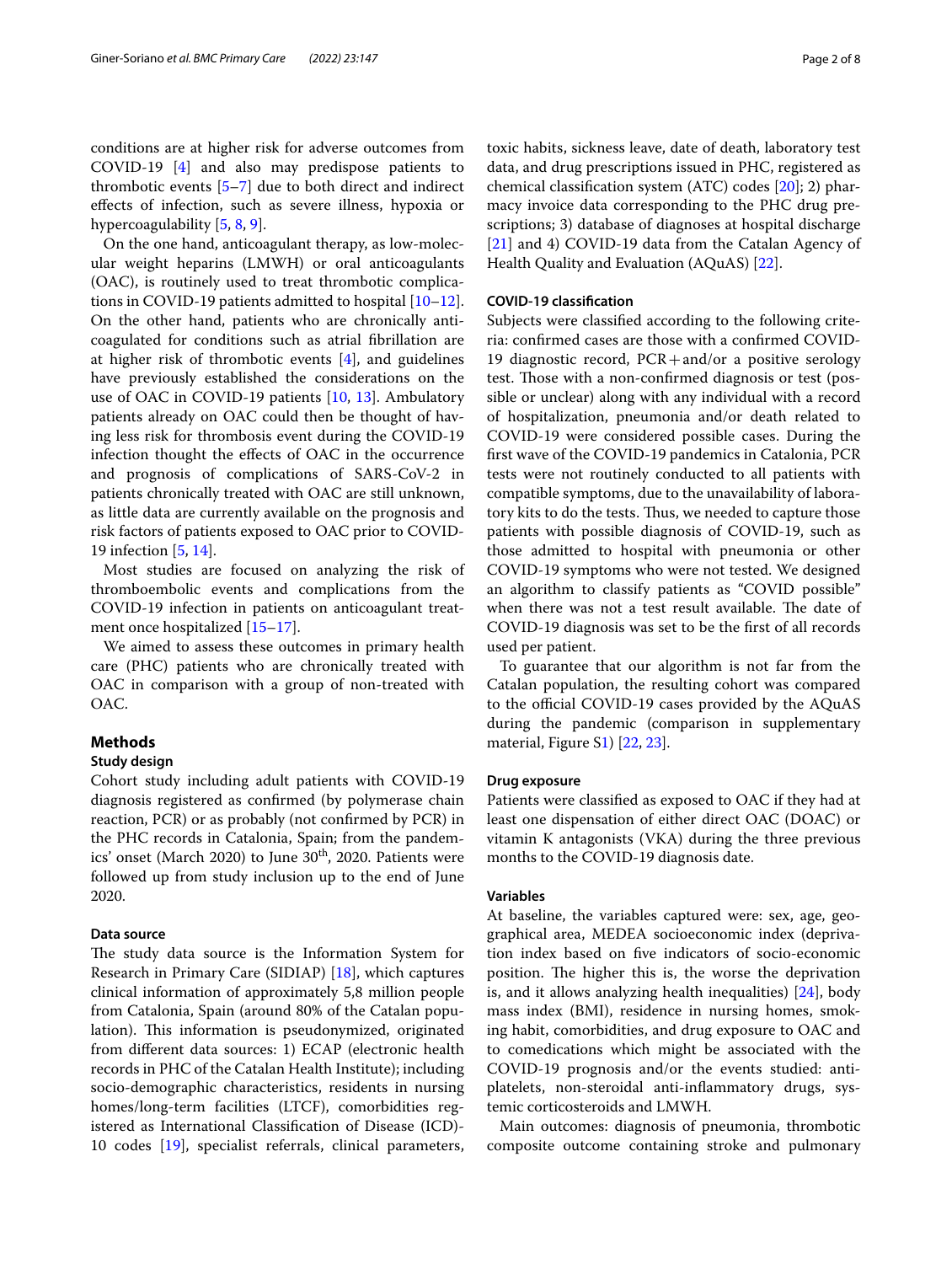conditions are at higher risk for adverse outcomes from COVID-19 [4] and also may predispose patients to thrombotic events [5–7] due to both direct and indirect effects of infection, such as severe illness, hypoxia or hypercoagulability [5, 8, 9].

On the one hand, anticoagulant therapy, as low-molecular weight heparins (LMWH) or oral anticoagulants (OAC), is routinely used to treat thrombotic complications in COVID-19 patients admitted to hospital [10–12]. On the other hand, patients who are chronically anticoagulated for conditions such as atrial fibrillation are at higher risk of thrombotic events [4], and guidelines have previously established the considerations on the use of OAC in COVID-19 patients [10, 13]. Ambulatory patients already on OAC could then be thought of having less risk for thrombosis event during the COVID-19 infection thought the effects of OAC in the occurrence and prognosis of complications of SARS-CoV-2 in patients chronically treated with OAC are still unknown, as little data are currently available on the prognosis and risk factors of patients exposed to OAC prior to COVID-19 infection [5, 14].

Most studies are focused on analyzing the risk of thromboembolic events and complications from the COVID-19 infection in patients on anticoagulant treatment once hospitalized [15–17].

We aimed to assess these outcomes in primary health care (PHC) patients who are chronically treated with OAC in comparison with a group of non-treated with OAC.

## Methods

### Study design

Cohort study including adult patients with COVID-19 diagnosis registered as confirmed (by polymerase chain reaction, PCR) or as probably (not confirmed by PCR) in the PHC records in Catalonia, Spain; from the pandemics' onset (March 2020) to June 30th, 2020. Patients were followed up from study inclusion up to the end of June 2020.

### Data source

The study data source is the Information System for Research in Primary Care (SIDIAP) [18], which captures clinical information of approximately 5,8 million people from Catalonia, Spain (around 80% of the Catalan population). This information is pseudonymized, originated from different data sources: 1) ECAP (electronic health records in PHC of the Catalan Health Institute); including socio-demographic characteristics, residents in nursing homes/long-term facilities (LTCF), comorbidities registered as International Classification of Disease (ICD)-10 codes [19], specialist referrals, clinical parameters, toxic habits, sickness leave, date of death, laboratory test data, and drug prescriptions issued in PHC, registered as chemical classification system (ATC) codes [20]; 2) pharmacy invoice data corresponding to the PHC drug prescriptions; 3) database of diagnoses at hospital discharge [21] and 4) COVID-19 data from the Catalan Agency of Health Quality and Evaluation (AQuAS) [22].

### COVID-19 classification

Subjects were classified according to the following criteria: confirmed cases are those with a confirmed COVID-19 diagnostic record, PCR+and/or a positive serology test. Those with a non-confirmed diagnosis or test (possible or unclear) along with any individual with a record of hospitalization, pneumonia and/or death related to COVID-19 were considered possible cases. During the first wave of the COVID-19 pandemics in Catalonia, PCR tests were not routinely conducted to all patients with compatible symptoms, due to the unavailability of laboratory kits to do the tests. Thus, we needed to capture those patients with possible diagnosis of COVID-19, such as those admitted to hospital with pneumonia or other COVID-19 symptoms who were not tested. We designed an algorithm to classify patients as "COVID possible" when there was not a test result available. The date of COVID-19 diagnosis was set to be the first of all records used per patient.

To guarantee that our algorithm is not far from the Catalan population, the resulting cohort was compared to the official COVID-19 cases provided by the AQuAS during the pandemic (comparison in supplementary material, Figure S1) [22, 23].

### Drug exposure

Patients were classified as exposed to OAC if they had at least one dispensation of either direct OAC (DOAC) or vitamin K antagonists (VKA) during the three previous months to the COVID-19 diagnosis date.

### Variables

At baseline, the variables captured were: sex, age, geographical area, MEDEA socioeconomic index (deprivation index based on five indicators of socio-economic position. The higher this is, the worse the deprivation is, and it allows analyzing health inequalities) [24], body mass index (BMI), residence in nursing homes, smoking habit, comorbidities, and drug exposure to OAC and to comedications which might be associated with the COVID-19 prognosis and/or the events studied: antiplatelets, non-steroidal anti-inflammatory drugs, systemic corticosteroids and LMWH.

Main outcomes: diagnosis of pneumonia, thrombotic composite outcome containing stroke and pulmonary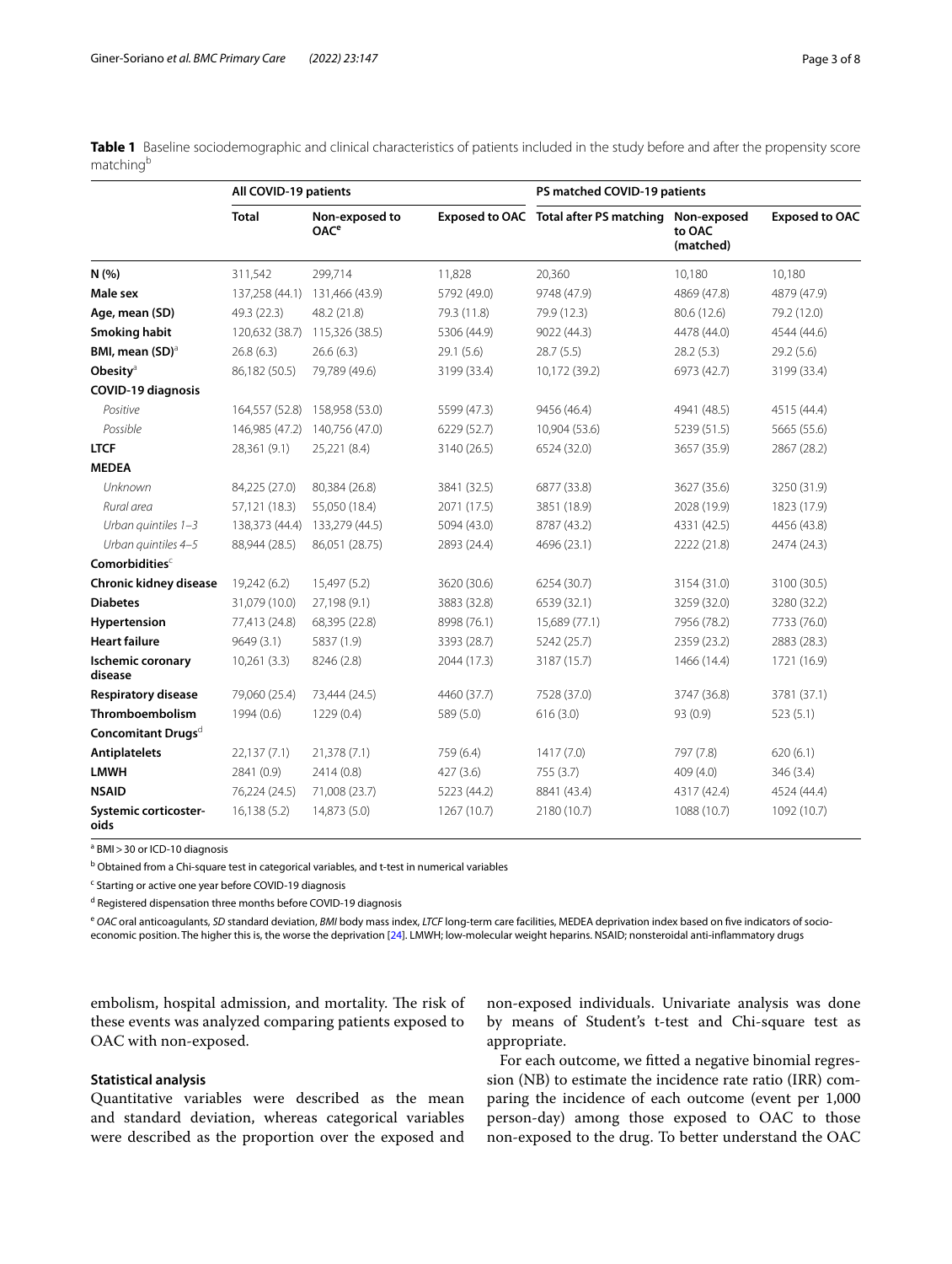**Table 1** Baseline sociodemographic and clinical characteristics of patients included in the study before and after the propensity score matching[b]

| | All COVID-19 patients | | | PS matched COVID-19 patients | | |
|---|---|---|---|---|---|---|
| | **Total** | **Non-exposed to OAC[e]** | **Exposed to OAC** | **Total after PS matching** | **Non-exposed to OAC (matched)** | **Exposed to OAC** |
| **N (%)** | 311,542 | 299,714 | 11,828 | 20,360 | 10,180 | 10,180 |
| **Male sex** | 137,258 (44.1) | 131,466 (43.9) | 5792 (49.0) | 9748 (47.9) | 4869 (47.8) | 4879 (47.9) |
| **Age, mean (SD)** | 49.3 (22.3) | 48.2 (21.8) | 79.3 (11.8) | 79.9 (12.3) | 80.6 (12.6) | 79.2 (12.0) |
| **Smoking habit** | 120,632 (38.7) | 115,326 (38.5) | 5306 (44.9) | 9022 (44.3) | 4478 (44.0) | 4544 (44.6) |
| **BMI, mean (SD)[a]** | 26.8 (6.3) | 26.6 (6.3) | 29.1 (5.6) | 28.7 (5.5) | 28.2 (5.3) | 29.2 (5.6) |
| **Obesity[a]** | 86,182 (50.5) | 79,789 (49.6) | 3199 (33.4) | 10,172 (39.2) | 6973 (42.7) | 3199 (33.4) |
| **COVID-19 diagnosis** | | | | | | |
| *Positive* | 164,557 (52.8) | 158,958 (53.0) | 5599 (47.3) | 9456 (46.4) | 4941 (48.5) | 4515 (44.4) |
| *Possible* | 146,985 (47.2) | 140,756 (47.0) | 6229 (52.7) | 10,904 (53.6) | 5239 (51.5) | 5665 (55.6) |
| **LTCF** | 28,361 (9.1) | 25,221 (8.4) | 3140 (26.5) | 6524 (32.0) | 3657 (35.9) | 2867 (28.2) |
| **MEDEA** | | | | | | |
| *Unknown* | 84,225 (27.0) | 80,384 (26.8) | 3841 (32.5) | 6877 (33.8) | 3627 (35.6) | 3250 (31.9) |
| *Rural area* | 57,121 (18.3) | 55,050 (18.4) | 2071 (17.5) | 3851 (18.9) | 2028 (19.9) | 1823 (17.9) |
| *Urban quintiles 1–3* | 138,373 (44.4) | 133,279 (44.5) | 5094 (43.0) | 8787 (43.2) | 4331 (42.5) | 4456 (43.8) |
| *Urban quintiles 4–5* | 88,944 (28.5) | 86,051 (28.75) | 2893 (24.4) | 4696 (23.1) | 2222 (21.8) | 2474 (24.3) |
| **Comorbidities[c]** | | | | | | |
| **Chronic kidney disease** | 19,242 (6.2) | 15,497 (5.2) | 3620 (30.6) | 6254 (30.7) | 3154 (31.0) | 3100 (30.5) |
| **Diabetes** | 31,079 (10.0) | 27,198 (9.1) | 3883 (32.8) | 6539 (32.1) | 3259 (32.0) | 3280 (32.2) |
| **Hypertension** | 77,413 (24.8) | 68,395 (22.8) | 8998 (76.1) | 15,689 (77.1) | 7956 (78.2) | 7733 (76.0) |
| **Heart failure** | 9649 (3.1) | 5837 (1.9) | 3393 (28.7) | 5242 (25.7) | 2359 (23.2) | 2883 (28.3) |
| **Ischemic coronary disease** | 10,261 (3.3) | 8246 (2.8) | 2044 (17.3) | 3187 (15.7) | 1466 (14.4) | 1721 (16.9) |
| **Respiratory disease** | 79,060 (25.4) | 73,444 (24.5) | 4460 (37.7) | 7528 (37.0) | 3747 (36.8) | 3781 (37.1) |
| **Thromboembolism** | 1994 (0.6) | 1229 (0.4) | 589 (5.0) | 616 (3.0) | 93 (0.9) | 523 (5.1) |
| **Concomitant Drugs[d]** | | | | | | |
| **Antiplatelets** | 22,137 (7.1) | 21,378 (7.1) | 759 (6.4) | 1417 (7.0) | 797 (7.8) | 620 (6.1) |
| **LMWH** | 2841 (0.9) | 2414 (0.8) | 427 (3.6) | 755 (3.7) | 409 (4.0) | 346 (3.4) |
| **NSAID** | 76,224 (24.5) | 71,008 (23.7) | 5223 (44.2) | 8841 (43.4) | 4317 (42.4) | 4524 (44.4) |
| **Systemic corticosteroids** | 16,138 (5.2) | 14,873 (5.0) | 1267 (10.7) | 2180 (10.7) | 1088 (10.7) | 1092 (10.7) |

[a] BMI > 30 or ICD-10 diagnosis

[b] Obtained from a Chi-square test in categorical variables, and t-test in numerical variables

[c] Starting or active one year before COVID-19 diagnosis

[d] Registered dispensation three months before COVID-19 diagnosis

[e] *OAC* oral anticoagulants, *SD* standard deviation, *BMI* body mass index, *LTCF* long-term care facilities, MEDEA deprivation index based on five indicators of socio-economic position. The higher this is, the worse the deprivation [24]. LMWH; low-molecular weight heparins. NSAID; nonsteroidal anti-inflammatory drugs

embolism, hospital admission, and mortality. The risk of these events was analyzed comparing patients exposed to OAC with non-exposed.

### Statistical analysis

Quantitative variables were described as the mean and standard deviation, whereas categorical variables were described as the proportion over the exposed and non-exposed individuals. Univariate analysis was done by means of Student's t-test and Chi-square test as appropriate.

For each outcome, we fitted a negative binomial regression (NB) to estimate the incidence rate ratio (IRR) comparing the incidence of each outcome (event per 1,000 person-day) among those exposed to OAC to those non-exposed to the drug. To better understand the OAC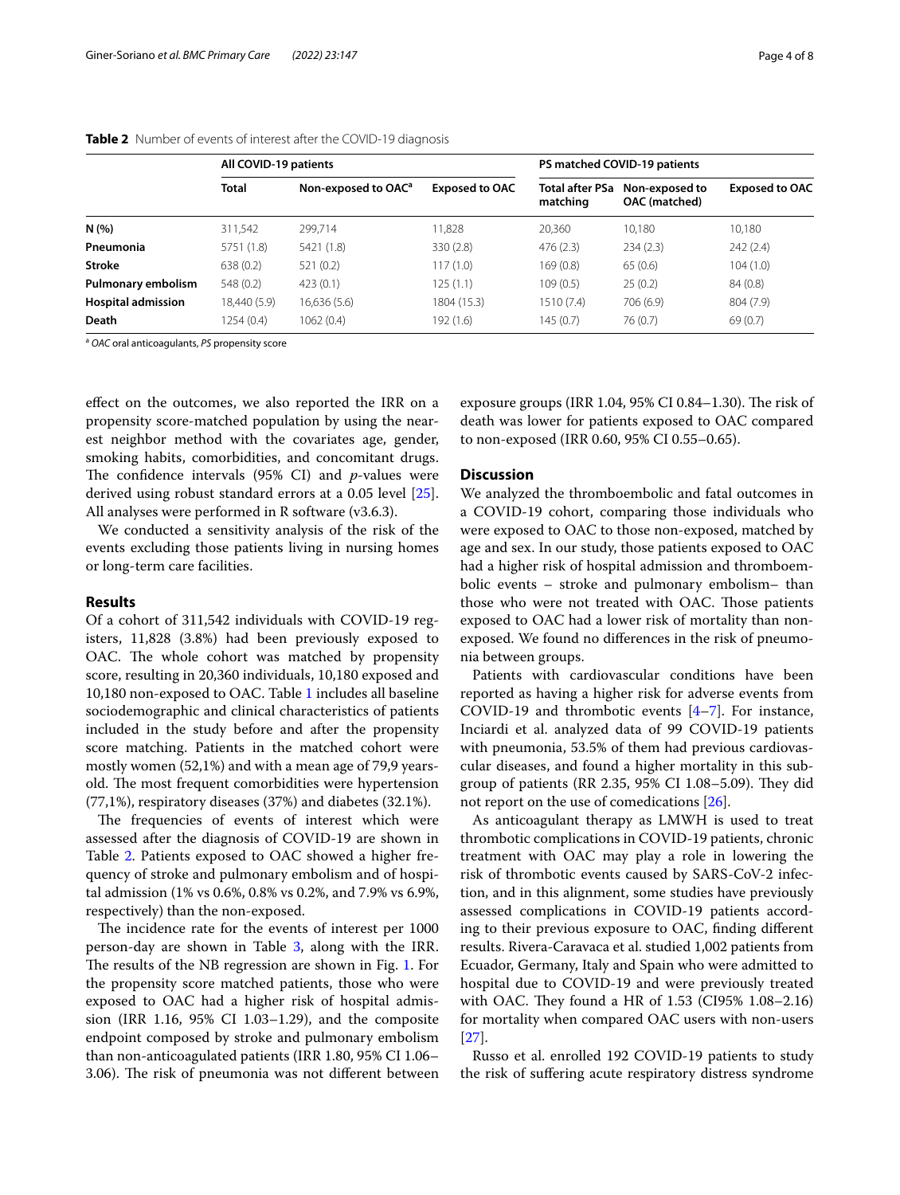**Table 2** Number of events of interest after the COVID-19 diagnosis

| | All COVID-19 patients | | | PS matched COVID-19 patients | | |
|---|---|---|---|---|---|---|
| | **Total** | **Non-exposed to OAC[a]** | **Exposed to OAC** | **Total after PSa matching** | **Non-exposed to OAC (matched)** | **Exposed to OAC** |
| **N (%)** | 311,542 | 299,714 | 11,828 | 20,360 | 10,180 | 10,180 |
| **Pneumonia** | 5751 (1.8) | 5421 (1.8) | 330 (2.8) | 476 (2.3) | 234 (2.3) | 242 (2.4) |
| **Stroke** | 638 (0.2) | 521 (0.2) | 117 (1.0) | 169 (0.8) | 65 (0.6) | 104 (1.0) |
| **Pulmonary embolism** | 548 (0.2) | 423 (0.1) | 125 (1.1) | 109 (0.5) | 25 (0.2) | 84 (0.8) |
| **Hospital admission** | 18,440 (5.9) | 16,636 (5.6) | 1804 (15.3) | 1510 (7.4) | 706 (6.9) | 804 (7.9) |
| **Death** | 1254 (0.4) | 1062 (0.4) | 192 (1.6) | 145 (0.7) | 76 (0.7) | 69 (0.7) |

[a] *OAC* oral anticoagulants, *PS* propensity score

effect on the outcomes, we also reported the IRR on a propensity score-matched population by using the nearest neighbor method with the covariates age, gender, smoking habits, comorbidities, and concomitant drugs. The confidence intervals (95% CI) and *p*-values were derived using robust standard errors at a 0.05 level [25]. All analyses were performed in R software (v3.6.3).

We conducted a sensitivity analysis of the risk of the events excluding those patients living in nursing homes or long-term care facilities.

## Results

Of a cohort of 311,542 individuals with COVID-19 registers, 11,828 (3.8%) had been previously exposed to OAC. The whole cohort was matched by propensity score, resulting in 20,360 individuals, 10,180 exposed and 10,180 non-exposed to OAC. Table 1 includes all baseline sociodemographic and clinical characteristics of patients included in the study before and after the propensity score matching. Patients in the matched cohort were mostly women (52,1%) and with a mean age of 79,9 years-old. The most frequent comorbidities were hypertension (77,1%), respiratory diseases (37%) and diabetes (32.1%).

The frequencies of events of interest which were assessed after the diagnosis of COVID-19 are shown in Table 2. Patients exposed to OAC showed a higher frequency of stroke and pulmonary embolism and of hospital admission (1% vs 0.6%, 0.8% vs 0.2%, and 7.9% vs 6.9%, respectively) than the non-exposed.

The incidence rate for the events of interest per 1000 person-day are shown in Table 3, along with the IRR. The results of the NB regression are shown in Fig. 1. For the propensity score matched patients, those who were exposed to OAC had a higher risk of hospital admission (IRR 1.16, 95% CI 1.03–1.29), and the composite endpoint composed by stroke and pulmonary embolism than non-anticoagulated patients (IRR 1.80, 95% CI 1.06–3.06). The risk of pneumonia was not different between exposure groups (IRR 1.04, 95% CI 0.84–1.30). The risk of death was lower for patients exposed to OAC compared to non-exposed (IRR 0.60, 95% CI 0.55–0.65).

## Discussion

We analyzed the thromboembolic and fatal outcomes in a COVID-19 cohort, comparing those individuals who were exposed to OAC to those non-exposed, matched by age and sex. In our study, those patients exposed to OAC had a higher risk of hospital admission and thromboembolic events – stroke and pulmonary embolism– than those who were not treated with OAC. Those patients exposed to OAC had a lower risk of mortality than non-exposed. We found no differences in the risk of pneumonia between groups.

Patients with cardiovascular conditions have been reported as having a higher risk for adverse events from COVID-19 and thrombotic events [4–7]. For instance, Inciardi et al. analyzed data of 99 COVID-19 patients with pneumonia, 53.5% of them had previous cardiovascular diseases, and found a higher mortality in this subgroup of patients (RR 2.35, 95% CI 1.08–5.09). They did not report on the use of comedications [26].

As anticoagulant therapy as LMWH is used to treat thrombotic complications in COVID-19 patients, chronic treatment with OAC may play a role in lowering the risk of thrombotic events caused by SARS-CoV-2 infection, and in this alignment, some studies have previously assessed complications in COVID-19 patients according to their previous exposure to OAC, finding different results. Rivera-Caravaca et al. studied 1,002 patients from Ecuador, Germany, Italy and Spain who were admitted to hospital due to COVID-19 and were previously treated with OAC. They found a HR of 1.53 (CI95% 1.08–2.16) for mortality when compared OAC users with non-users [27].

Russo et al. enrolled 192 COVID-19 patients to study the risk of suffering acute respiratory distress syndrome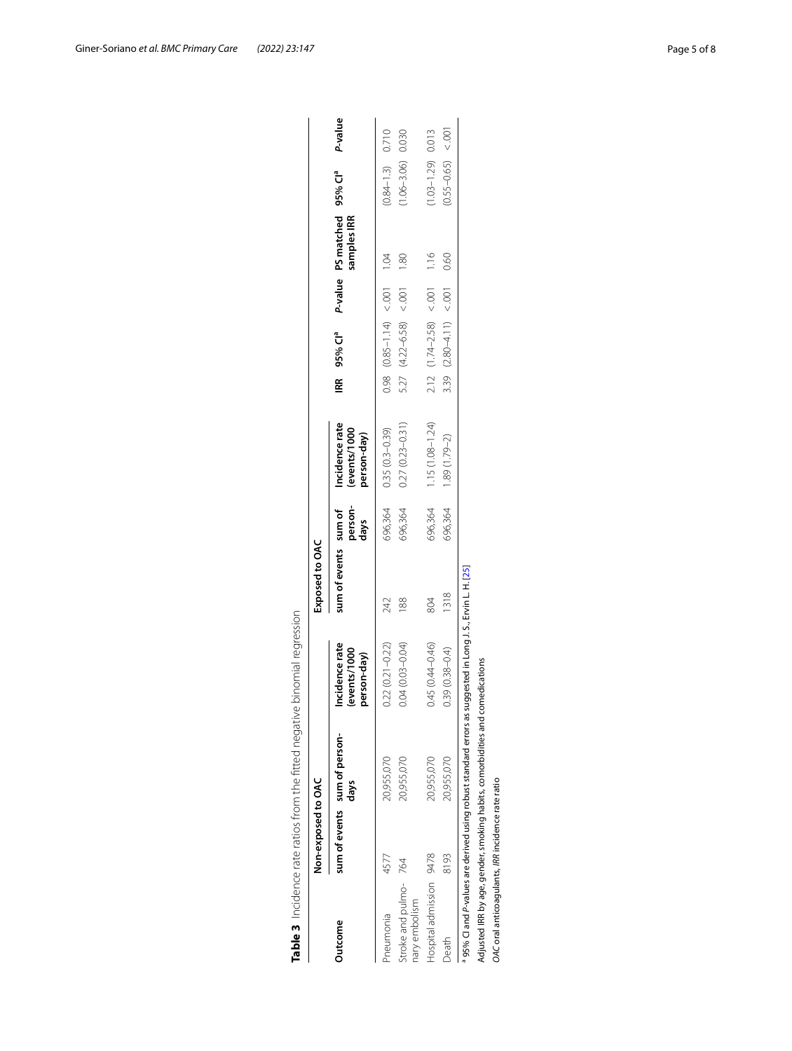**Table 3** Incidence rate ratios from the fitted negative binomial regression

| Outcome | Non-exposed to OAC | | | Exposed to OAC | | | IRR | 95% CI[a] | *P*-value | PS matched samples IRR | 95% CI[a] | *P*-value |
|---|---|---|---|---|---|---|---|---|---|---|---|---|
| | sum of events | sum of person-days | Incidence rate (events/1000 person-day) | sum of events | sum of person-days | Incidence rate (events/1000 person-day) | | | | | | |
| Pneumonia | 4577 | 20,955,070 | 0.22 (0.21–0.22) | 242 | 696,364 | 0.35 (0.3–0.39) | 0.98 | (0.85–1.14) | <.001 | 1.04 | (0.84–1.3) | 0.710 |
| Stroke and pulmonary embolism | 764 | 20,955,070 | 0.04 (0.03–0.04) | 188 | 696,364 | 0.27 (0.23–0.31) | 5.27 | (4.22–6.58) | <.001 | 1.80 | (1.06–3.06) | 0.030 |
| Hospital admission | 9478 | 20,955,070 | 0.45 (0.44–0.46) | 804 | 696,364 | 1.15 (1.08–1.24) | 2.12 | (1.74–2.58) | <.001 | 1.16 | (1.03–1.29) | 0.013 |
| Death | 8193 | 20,955,070 | 0.39 (0.38–0.4) | 1318 | 696,364 | 1.89 (1.79–2) | 3.39 | (2.80–4.11) | <.001 | 0.60 | (0.55–0.65) | <.001 |

[a] 95% CI and *P*-values are derived using robust standard errors as suggested in Long J.S., Ervin L. H. [25]

Adjusted IRR by age, gender, smoking habits, comorbidities and comedications

*OAC* oral anticoagulants, *IRR* incidence rate ratio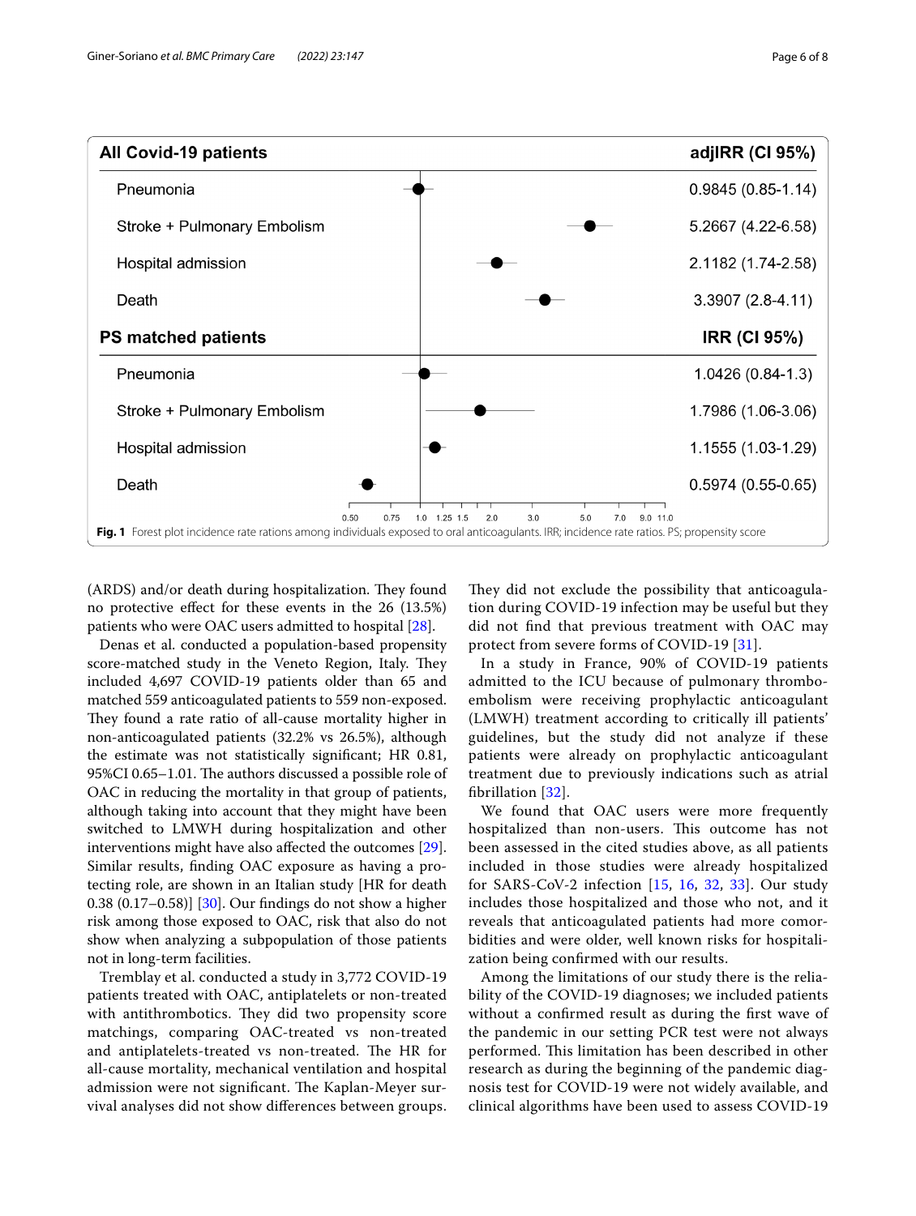| All Covid-19 patients | adjIRR (CI 95%) |
| --- | --- |
| Pneumonia | 0.9845 (0.85-1.14) |
| Stroke + Pulmonary Embolism | 5.2667 (4.22-6.58) |
| Hospital admission | 2.1182 (1.74-2.58) |
| Death | 3.3907 (2.8-4.11) |
| **PS matched patients** | **IRR (CI 95%)** |
| Pneumonia | 1.0426 (0.84-1.3) |
| Stroke + Pulmonary Embolism | 1.7986 (1.06-3.06) |
| Hospital admission | 1.1555 (1.03-1.29) |
| Death | 0.5974 (0.55-0.65) |

**Fig. 1** Forest plot incidence rate rations among individuals exposed to oral anticoagulants. IRR; incidence rate ratios. PS; propensity score

(ARDS) and/or death during hospitalization. They found no protective effect for these events in the 26 (13.5%) patients who were OAC users admitted to hospital [28].

Denas et al. conducted a population-based propensity score-matched study in the Veneto Region, Italy. They included 4,697 COVID-19 patients older than 65 and matched 559 anticoagulated patients to 559 non-exposed. They found a rate ratio of all-cause mortality higher in non-anticoagulated patients (32.2% vs 26.5%), although the estimate was not statistically significant; HR 0.81, 95%CI 0.65–1.01. The authors discussed a possible role of OAC in reducing the mortality in that group of patients, although taking into account that they might have been switched to LMWH during hospitalization and other interventions might have also affected the outcomes [29]. Similar results, finding OAC exposure as having a protecting role, are shown in an Italian study [HR for death 0.38 (0.17–0.58)] [30]. Our findings do not show a higher risk among those exposed to OAC, risk that also do not show when analyzing a subpopulation of those patients not in long-term facilities.

Tremblay et al. conducted a study in 3,772 COVID-19 patients treated with OAC, antiplatelets or non-treated with antithrombotics. They did two propensity score matchings, comparing OAC-treated vs non-treated and antiplatelets-treated vs non-treated. The HR for all-cause mortality, mechanical ventilation and hospital admission were not significant. The Kaplan-Meyer survival analyses did not show differences between groups. They did not exclude the possibility that anticoagulation during COVID-19 infection may be useful but they did not find that previous treatment with OAC may protect from severe forms of COVID-19 [31].

In a study in France, 90% of COVID-19 patients admitted to the ICU because of pulmonary thromboembolism were receiving prophylactic anticoagulant (LMWH) treatment according to critically ill patients' guidelines, but the study did not analyze if these patients were already on prophylactic anticoagulant treatment due to previously indications such as atrial fibrillation [32].

We found that OAC users were more frequently hospitalized than non-users. This outcome has not been assessed in the cited studies above, as all patients included in those studies were already hospitalized for SARS-CoV-2 infection [15, 16, 32, 33]. Our study includes those hospitalized and those who not, and it reveals that anticoagulated patients had more comorbidities and were older, well known risks for hospitalization being confirmed with our results.

Among the limitations of our study there is the reliability of the COVID-19 diagnoses; we included patients without a confirmed result as during the first wave of the pandemic in our setting PCR test were not always performed. This limitation has been described in other research as during the beginning of the pandemic diagnosis test for COVID-19 were not widely available, and clinical algorithms have been used to assess COVID-19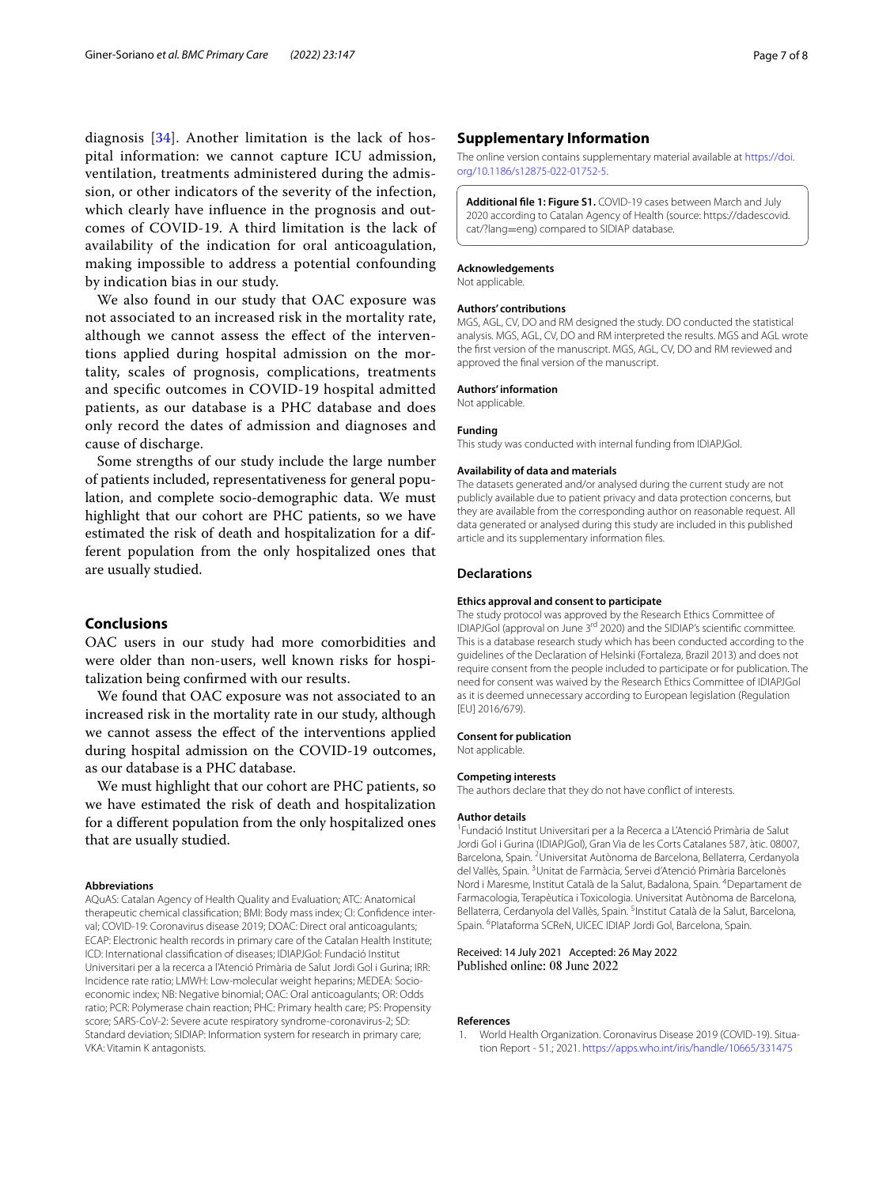diagnosis [34]. Another limitation is the lack of hospital information: we cannot capture ICU admission, ventilation, treatments administered during the admission, or other indicators of the severity of the infection, which clearly have influence in the prognosis and outcomes of COVID-19. A third limitation is the lack of availability of the indication for oral anticoagulation, making impossible to address a potential confounding by indication bias in our study.

We also found in our study that OAC exposure was not associated to an increased risk in the mortality rate, although we cannot assess the effect of the interventions applied during hospital admission on the mortality, scales of prognosis, complications, treatments and specific outcomes in COVID-19 hospital admitted patients, as our database is a PHC database and does only record the dates of admission and diagnoses and cause of discharge.

Some strengths of our study include the large number of patients included, representativeness for general population, and complete socio-demographic data. We must highlight that our cohort are PHC patients, so we have estimated the risk of death and hospitalization for a different population from the only hospitalized ones that are usually studied.

## Conclusions

OAC users in our study had more comorbidities and were older than non-users, well known risks for hospitalization being confirmed with our results.

We found that OAC exposure was not associated to an increased risk in the mortality rate in our study, although we cannot assess the effect of the interventions applied during hospital admission on the COVID-19 outcomes, as our database is a PHC database.

We must highlight that our cohort are PHC patients, so we have estimated the risk of death and hospitalization for a different population from the only hospitalized ones that are usually studied.

#### Abbreviations

AQuAS: Catalan Agency of Health Quality and Evaluation; ATC: Anatomical therapeutic chemical classification; BMI: Body mass index; CI: Confidence interval; COVID-19: Coronavirus disease 2019; DOAC: Direct oral anticoagulants; ECAP: Electronic health records in primary care of the Catalan Health Institute; ICD: International classification of diseases; IDIAPJGol: Fundació Institut Universitari per a la recerca a l'Atenció Primària de Salut Jordi Gol i Gurina; IRR: Incidence rate ratio; LMWH: Low-molecular weight heparins; MEDEA: Socio-economic index; NB: Negative binomial; OAC: Oral anticoagulants; OR: Odds ratio; PCR: Polymerase chain reaction; PHC: Primary health care; PS: Propensity score; SARS-CoV-2: Severe acute respiratory syndrome-coronavirus-2; SD: Standard deviation; SIDIAP: Information system for research in primary care; VKA: Vitamin K antagonists.

## Supplementary Information

The online version contains supplementary material available at https://doi.org/10.1186/s12875-022-01752-5.

**Additional file 1: Figure S1.** COVID-19 cases between March and July 2020 according to Catalan Agency of Health (source: https://dadescovid.cat/?lang=eng) compared to SIDIAP database.

#### Acknowledgements

Not applicable.

#### Authors' contributions

MGS, AGL, CV, DO and RM designed the study. DO conducted the statistical analysis. MGS, AGL, CV, DO and RM interpreted the results. MGS and AGL wrote the first version of the manuscript. MGS, AGL, CV, DO and RM reviewed and approved the final version of the manuscript.

#### Authors' information

Not applicable.

#### Funding

This study was conducted with internal funding from IDIAPJGol.

#### Availability of data and materials

The datasets generated and/or analysed during the current study are not publicly available due to patient privacy and data protection concerns, but they are available from the corresponding author on reasonable request. All data generated or analysed during this study are included in this published article and its supplementary information files.

## Declarations

#### Ethics approval and consent to participate

The study protocol was approved by the Research Ethics Committee of IDIAPJGol (approval on June 3rd 2020) and the SIDIAP's scientific committee. This is a database research study which has been conducted according to the guidelines of the Declaration of Helsinki (Fortaleza, Brazil 2013) and does not require consent from the people included to participate or for publication. The need for consent was waived by the Research Ethics Committee of IDIAPJGol as it is deemed unnecessary according to European legislation (Regulation [EU] 2016/679).

#### Consent for publication

Not applicable.

#### Competing interests

The authors declare that they do not have conflict of interests.

#### Author details

[1]Fundació Institut Universitari per a la Recerca a L'Atenció Primària de Salut Jordi Gol i Gurina (IDIAPJGol), Gran Via de les Corts Catalanes 587, àtic. 08007, Barcelona, Spain. [2]Universitat Autònoma de Barcelona, Bellaterra, Cerdanyola del Vallès, Spain. [3]Unitat de Farmàcia, Servei d'Atenció Primària Barcelonès Nord i Maresme, Institut Català de la Salut, Badalona, Spain. [4]Departament de Farmacologia, Terapèutica i Toxicologia. Universitat Autònoma de Barcelona, Bellaterra, Cerdanyola del Vallès, Spain. [5]Institut Català de la Salut, Barcelona, Spain. [6]Plataforma SCReN, UICEC IDIAP Jordi Gol, Barcelona, Spain.

Received: 14 July 2021 Accepted: 26 May 2022
Published online: 08 June 2022

#### References

1. World Health Organization. Coronavirus Disease 2019 (COVID-19). Situation Report - 51.; 2021. https://apps.who.int/iris/handle/10665/331475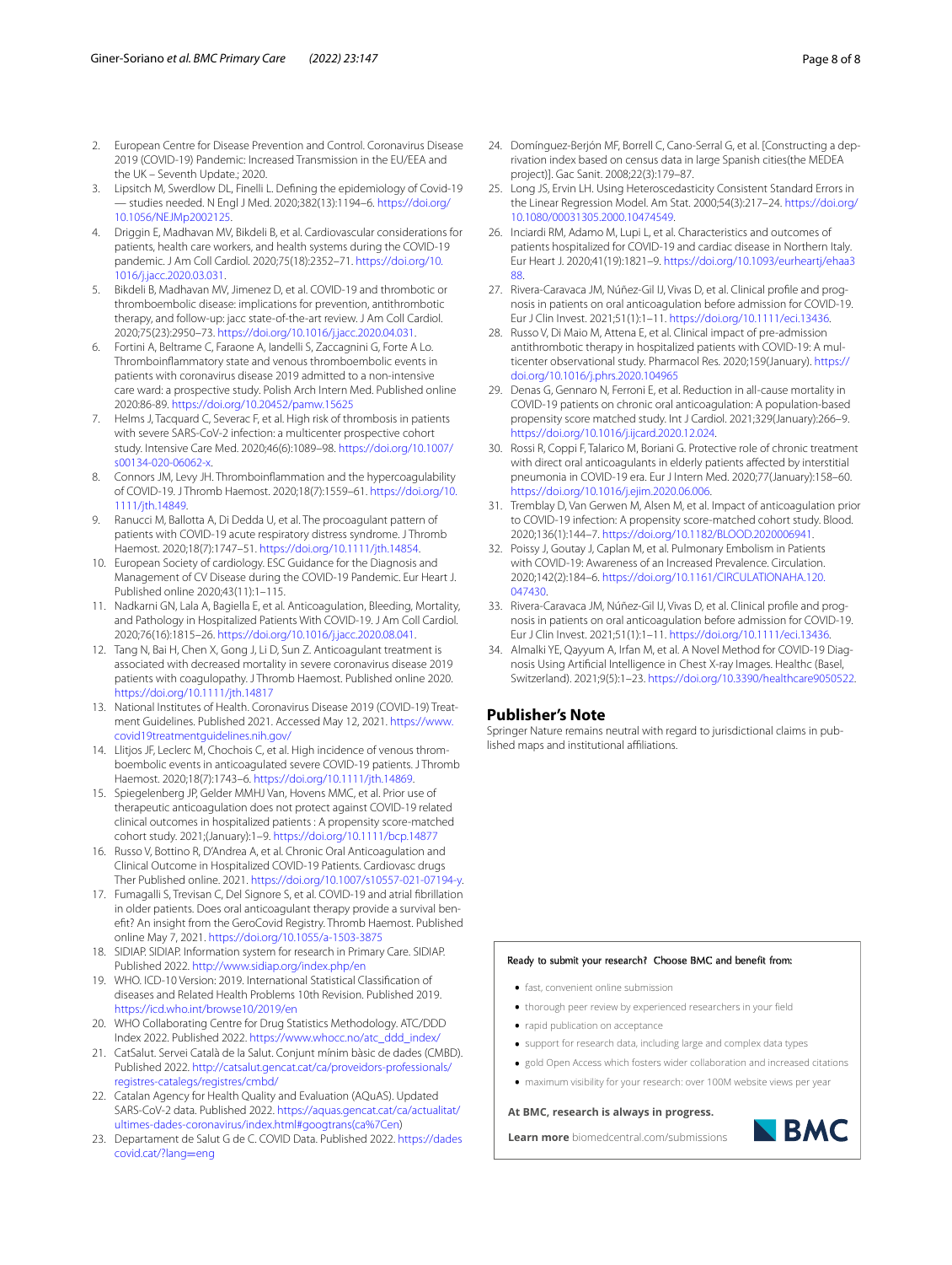2. European Centre for Disease Prevention and Control. Coronavirus Disease 2019 (COVID-19) Pandemic: Increased Transmission in the EU/EEA and the UK – Seventh Update.; 2020.
3. Lipsitch M, Swerdlow DL, Finelli L. Defining the epidemiology of Covid-19 — studies needed. N Engl J Med. 2020;382(13):1194–6. https://doi.org/10.1056/NEJMp2002125.
4. Driggin E, Madhavan MV, Bikdeli B, et al. Cardiovascular considerations for patients, health care workers, and health systems during the COVID-19 pandemic. J Am Coll Cardiol. 2020;75(18):2352–71. https://doi.org/10.1016/j.jacc.2020.03.031.
5. Bikdeli B, Madhavan MV, Jimenez D, et al. COVID-19 and thrombotic or thromboembolic disease: implications for prevention, antithrombotic therapy, and follow-up: jacc state-of-the-art review. J Am Coll Cardiol. 2020;75(23):2950–73. https://doi.org/10.1016/j.jacc.2020.04.031.
6. Fortini A, Beltrame C, Faraone A, Iandelli S, Zaccagnini G, Forte A Lo. Thromboinflammatory state and venous thromboembolic events in patients with coronavirus disease 2019 admitted to a non-intensive care ward: a prospective study. Polish Arch Intern Med. Published online 2020:86-89. https://doi.org/10.20452/pamw.15625
7. Helms J, Tacquard C, Severac F, et al. High risk of thrombosis in patients with severe SARS-CoV-2 infection: a multicenter prospective cohort study. Intensive Care Med. 2020;46(6):1089–98. https://doi.org/10.1007/s00134-020-06062-x.
8. Connors JM, Levy JH. Thromboinflammation and the hypercoagulability of COVID-19. J Thromb Haemost. 2020;18(7):1559–61. https://doi.org/10.1111/jth.14849.
9. Ranucci M, Ballotta A, Di Dedda U, et al. The procoagulant pattern of patients with COVID-19 acute respiratory distress syndrome. J Thromb Haemost. 2020;18(7):1747–51. https://doi.org/10.1111/jth.14854.
10. European Society of cardiology. ESC Guidance for the Diagnosis and Management of CV Disease during the COVID-19 Pandemic. Eur Heart J. Published online 2020;43(11):1–115.
11. Nadkarni GN, Lala A, Bagiella E, et al. Anticoagulation, Bleeding, Mortality, and Pathology in Hospitalized Patients With COVID-19. J Am Coll Cardiol. 2020;76(16):1815–26. https://doi.org/10.1016/j.jacc.2020.08.041.
12. Tang N, Bai H, Chen X, Gong J, Li D, Sun Z. Anticoagulant treatment is associated with decreased mortality in severe coronavirus disease 2019 patients with coagulopathy. J Thromb Haemost. Published online 2020. https://doi.org/10.1111/jth.14817
13. National Institutes of Health. Coronavirus Disease 2019 (COVID-19) Treatment Guidelines. Published 2021. Accessed May 12, 2021. https://www.covid19treatmentguidelines.nih.gov/
14. Llitjos JF, Leclerc M, Chochois C, et al. High incidence of venous thromboembolic events in anticoagulated severe COVID-19 patients. J Thromb Haemost. 2020;18(7):1743–6. https://doi.org/10.1111/jth.14869.
15. Spiegelenberg JP, Gelder MMHJ Van, Hovens MMC, et al. Prior use of therapeutic anticoagulation does not protect against COVID-19 related clinical outcomes in hospitalized patients : A propensity score-matched cohort study. 2021;(January):1–9. https://doi.org/10.1111/bcp.14877
16. Russo V, Bottino R, D'Andrea A, et al. Chronic Oral Anticoagulation and Clinical Outcome in Hospitalized COVID-19 Patients. Cardiovasc drugs Ther Published online. 2021. https://doi.org/10.1007/s10557-021-07194-y.
17. Fumagalli S, Trevisan C, Del Signore S, et al. COVID-19 and atrial fibrillation in older patients. Does oral anticoagulant therapy provide a survival benefit? An insight from the GeroCovid Registry. Thromb Haemost. Published online May 7, 2021. https://doi.org/10.1055/a-1503-3875
18. SIDIAP. SIDIAP. Information system for research in Primary Care. SIDIAP. Published 2022. http://www.sidiap.org/index.php/en
19. WHO. ICD-10 Version: 2019. International Statistical Classification of diseases and Related Health Problems 10th Revision. Published 2019. https://icd.who.int/browse10/2019/en
20. WHO Collaborating Centre for Drug Statistics Methodology. ATC/DDD Index 2022. Published 2022. https://www.whocc.no/atc_ddd_index/
21. CatSalut. Servei Català de la Salut. Conjunt mínim bàsic de dades (CMBD). Published 2022. http://catsalut.gencat.cat/ca/proveidors-professionals/registres-catalegs/registres/cmbd/
22. Catalan Agency for Health Quality and Evaluation (AQuAS). Updated SARS-CoV-2 data. Published 2022. https://aquas.gencat.cat/ca/actualitat/ultimes-dades-coronavirus/index.html#googtrans(ca%7Cen)
23. Departament de Salut G de C. COVID Data. Published 2022. https://dadescovid.cat/?lang=eng
24. Domínguez-Berjón MF, Borrell C, Cano-Serral G, et al. [Constructing a deprivation index based on census data in large Spanish cities(the MEDEA project)]. Gac Sanit. 2008;22(3):179–87.
25. Long JS, Ervin LH. Using Heteroscedasticity Consistent Standard Errors in the Linear Regression Model. Am Stat. 2000;54(3):217–24. https://doi.org/10.1080/00031305.2000.10474549.
26. Inciardi RM, Adamo M, Lupi L, et al. Characteristics and outcomes of patients hospitalized for COVID-19 and cardiac disease in Northern Italy. Eur Heart J. 2020;41(19):1821–9. https://doi.org/10.1093/eurheartj/ehaa388.
27. Rivera-Caravaca JM, Núñez-Gil IJ, Vivas D, et al. Clinical profile and prognosis in patients on oral anticoagulation before admission for COVID-19. Eur J Clin Invest. 2021;51(1):1–11. https://doi.org/10.1111/eci.13436.
28. Russo V, Di Maio M, Attena E, et al. Clinical impact of pre-admission antithrombotic therapy in hospitalized patients with COVID-19: A multicenter observational study. Pharmacol Res. 2020;159(January). https://doi.org/10.1016/j.phrs.2020.104965
29. Denas G, Gennaro N, Ferroni E, et al. Reduction in all-cause mortality in COVID-19 patients on chronic oral anticoagulation: A population-based propensity score matched study. Int J Cardiol. 2021;329(January):266–9. https://doi.org/10.1016/j.ijcard.2020.12.024.
30. Rossi R, Coppi F, Talarico M, Boriani G. Protective role of chronic treatment with direct oral anticoagulants in elderly patients affected by interstitial pneumonia in COVID-19 era. Eur J Intern Med. 2020;77(January):158–60. https://doi.org/10.1016/j.ejim.2020.06.006.
31. Tremblay D, Van Gerwen M, Alsen M, et al. Impact of anticoagulation prior to COVID-19 infection: A propensity score-matched cohort study. Blood. 2020;136(1):144–7. https://doi.org/10.1182/BLOOD.2020006941.
32. Poissy J, Goutay J, Caplan M, et al. Pulmonary Embolism in Patients with COVID-19: Awareness of an Increased Prevalence. Circulation. 2020;142(2):184–6. https://doi.org/10.1161/CIRCULATIONAHA.120.047430.
33. Rivera-Caravaca JM, Núñez-Gil IJ, Vivas D, et al. Clinical profile and prognosis in patients on oral anticoagulation before admission for COVID-19. Eur J Clin Invest. 2021;51(1):1–11. https://doi.org/10.1111/eci.13436.
34. Almalki YE, Qayyum A, Irfan M, et al. A Novel Method for COVID-19 Diagnosis Using Artificial Intelligence in Chest X-ray Images. Healthc (Basel, Switzerland). 2021;9(5):1–23. https://doi.org/10.3390/healthcare9050522.

## Publisher's Note

Springer Nature remains neutral with regard to jurisdictional claims in published maps and institutional affiliations.

Ready to submit your research? Choose BMC and benefit from:

- fast, convenient online submission
- thorough peer review by experienced researchers in your field
- rapid publication on acceptance
- support for research data, including large and complex data types
- gold Open Access which fosters wider collaboration and increased citations
- maximum visibility for your research: over 100M website views per year

**At BMC, research is always in progress.**

**Learn more** biomedcentral.com/submissions

BMC